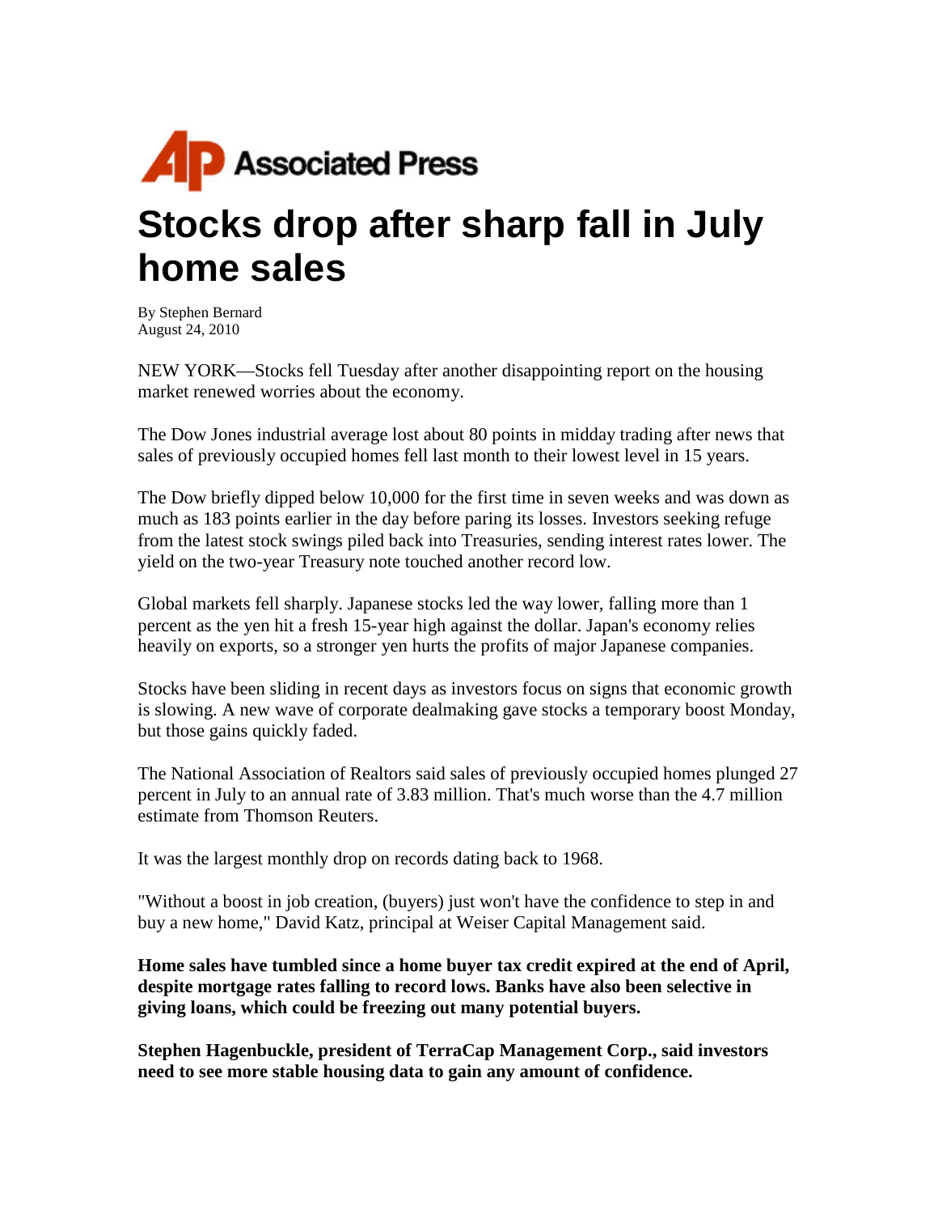Associated Press

# Stocks drop after sharp fall in July home sales

By Stephen Bernard
August 24, 2010

NEW YORK—Stocks fell Tuesday after another disappointing report on the housing market renewed worries about the economy.

The Dow Jones industrial average lost about 80 points in midday trading after news that sales of previously occupied homes fell last month to their lowest level in 15 years.

The Dow briefly dipped below 10,000 for the first time in seven weeks and was down as much as 183 points earlier in the day before paring its losses. Investors seeking refuge from the latest stock swings piled back into Treasuries, sending interest rates lower. The yield on the two-year Treasury note touched another record low.

Global markets fell sharply. Japanese stocks led the way lower, falling more than 1 percent as the yen hit a fresh 15-year high against the dollar. Japan's economy relies heavily on exports, so a stronger yen hurts the profits of major Japanese companies.

Stocks have been sliding in recent days as investors focus on signs that economic growth is slowing. A new wave of corporate dealmaking gave stocks a temporary boost Monday, but those gains quickly faded.

The National Association of Realtors said sales of previously occupied homes plunged 27 percent in July to an annual rate of 3.83 million. That's much worse than the 4.7 million estimate from Thomson Reuters.

It was the largest monthly drop on records dating back to 1968.

"Without a boost in job creation, (buyers) just won't have the confidence to step in and buy a new home," David Katz, principal at Weiser Capital Management said.

**Home sales have tumbled since a home buyer tax credit expired at the end of April, despite mortgage rates falling to record lows. Banks have also been selective in giving loans, which could be freezing out many potential buyers.**

**Stephen Hagenbuckle, president of TerraCap Management Corp., said investors need to see more stable housing data to gain any amount of confidence.**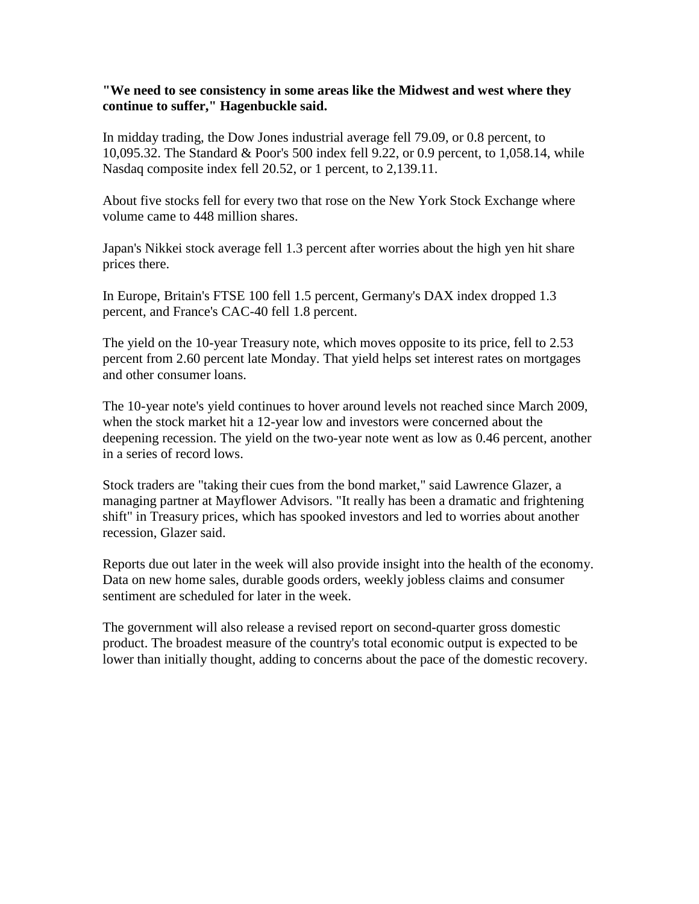**"We need to see consistency in some areas like the Midwest and west where they continue to suffer," Hagenbuckle said.**

In midday trading, the Dow Jones industrial average fell 79.09, or 0.8 percent, to 10,095.32. The Standard & Poor's 500 index fell 9.22, or 0.9 percent, to 1,058.14, while Nasdaq composite index fell 20.52, or 1 percent, to 2,139.11.

About five stocks fell for every two that rose on the New York Stock Exchange where volume came to 448 million shares.

Japan's Nikkei stock average fell 1.3 percent after worries about the high yen hit share prices there.

In Europe, Britain's FTSE 100 fell 1.5 percent, Germany's DAX index dropped 1.3 percent, and France's CAC-40 fell 1.8 percent.

The yield on the 10-year Treasury note, which moves opposite to its price, fell to 2.53 percent from 2.60 percent late Monday. That yield helps set interest rates on mortgages and other consumer loans.

The 10-year note's yield continues to hover around levels not reached since March 2009, when the stock market hit a 12-year low and investors were concerned about the deepening recession. The yield on the two-year note went as low as 0.46 percent, another in a series of record lows.

Stock traders are "taking their cues from the bond market," said Lawrence Glazer, a managing partner at Mayflower Advisors. "It really has been a dramatic and frightening shift" in Treasury prices, which has spooked investors and led to worries about another recession, Glazer said.

Reports due out later in the week will also provide insight into the health of the economy. Data on new home sales, durable goods orders, weekly jobless claims and consumer sentiment are scheduled for later in the week.

The government will also release a revised report on second-quarter gross domestic product. The broadest measure of the country's total economic output is expected to be lower than initially thought, adding to concerns about the pace of the domestic recovery.